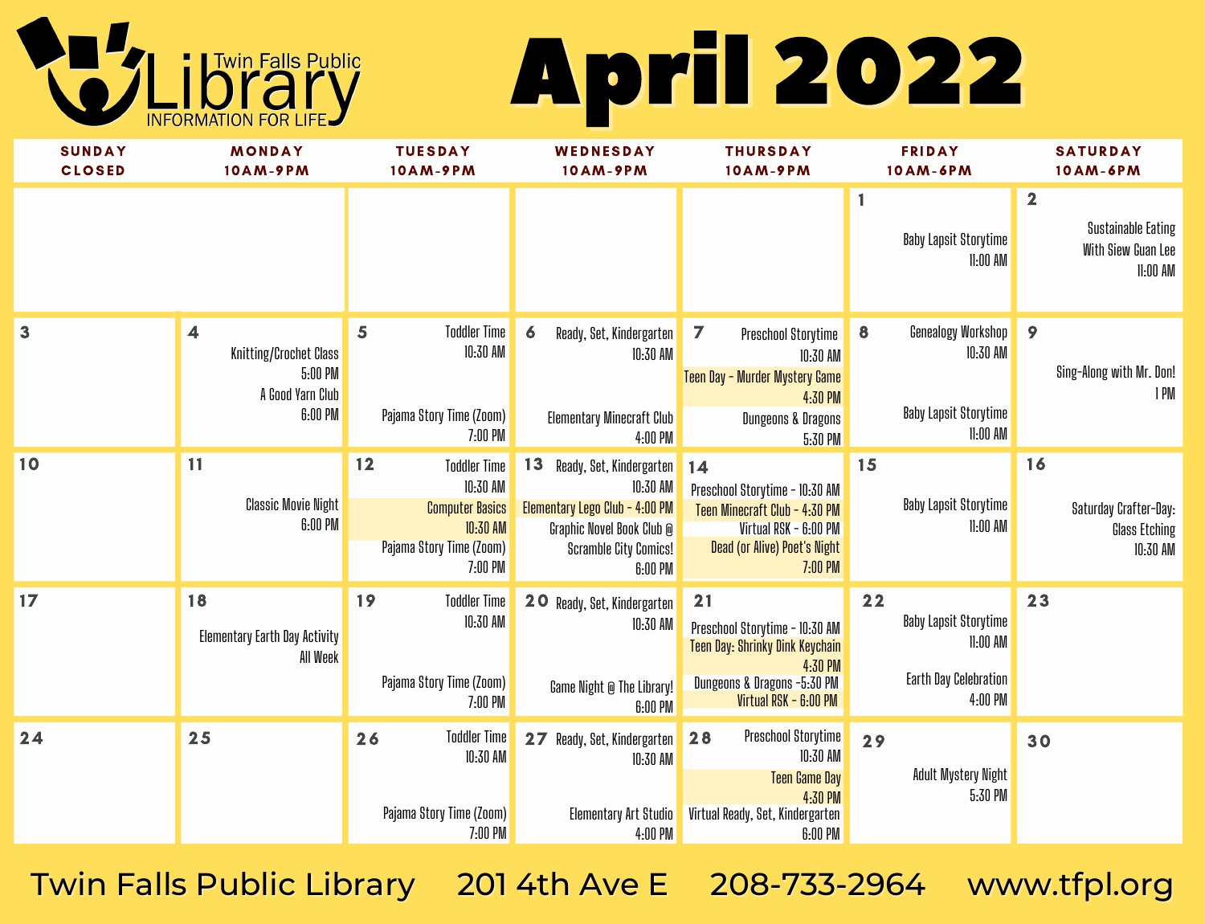Twin Falls Public Library
INFORMATION FOR LIFE

# April 2022

| SUNDAY CLOSED | MONDAY 10AM-9PM | TUESDAY 10AM-9PM | WEDNESDAY 10AM-9PM | THURSDAY 10AM-9PM | FRIDAY 10AM-6PM | SATURDAY 10AM-6PM |
|---|---|---|---|---|---|---|
| | | | | | **1** Baby Lapsit Storytime 11:00 AM | **2** Sustainable Eating With Siew Guan Lee 11:00 AM |
| **3** | **4** Knitting/Crochet Class 5:00 PM; A Good Yarn Club 6:00 PM | **5** Toddler Time 10:30 AM; Pajama Story Time (Zoom) 7:00 PM | **6** Ready, Set, Kindergarten 10:30 AM; Elementary Minecraft Club 4:00 PM | **7** Preschool Storytime 10:30 AM; Teen Day - Murder Mystery Game 4:30 PM; Dungeons & Dragons 5:30 PM | **8** Genealogy Workshop 10:30 AM; Baby Lapsit Storytime 11:00 AM | **9** Sing-Along with Mr. Don! 1 PM |
| **10** | **11** Classic Movie Night 6:00 PM | **12** Toddler Time 10:30 AM; Computer Basics 10:30 AM; Pajama Story Time (Zoom) 7:00 PM | **13** Ready, Set, Kindergarten 10:30 AM; Elementary Lego Club - 4:00 PM; Graphic Novel Book Club @ Scramble City Comics! 6:00 PM | **14** Preschool Storytime - 10:30 AM; Teen Minecraft Club - 4:30 PM; Virtual RSK - 6:00 PM; Dead (or Alive) Poet's Night 7:00 PM | **15** Baby Lapsit Storytime 11:00 AM | **16** Saturday Crafter-Day: Glass Etching 10:30 AM |
| **17** | **18** Elementary Earth Day Activity All Week | **19** Toddler Time 10:30 AM; Pajama Story Time (Zoom) 7:00 PM | **20** Ready, Set, Kindergarten 10:30 AM; Game Night @ The Library! 6:00 PM | **21** Preschool Storytime - 10:30 AM; Teen Day: Shrinky Dink Keychain 4:30 PM; Dungeons & Dragons -5:30 PM; Virtual RSK - 6:00 PM | **22** Baby Lapsit Storytime 11:00 AM; Earth Day Celebration 4:00 PM | **23** |
| **24** | **25** | **26** Toddler Time 10:30 AM; Pajama Story Time (Zoom) 7:00 PM | **27** Ready, Set, Kindergarten 10:30 AM; Elementary Art Studio 4:00 PM | **28** Preschool Storytime 10:30 AM; Teen Game Day 4:30 PM; Virtual Ready, Set, Kindergarten 6:00 PM | **29** Adult Mystery Night 5:30 PM | **30** |

Twin Falls Public Library     201 4th Ave E     208-733-2964     www.tfpl.org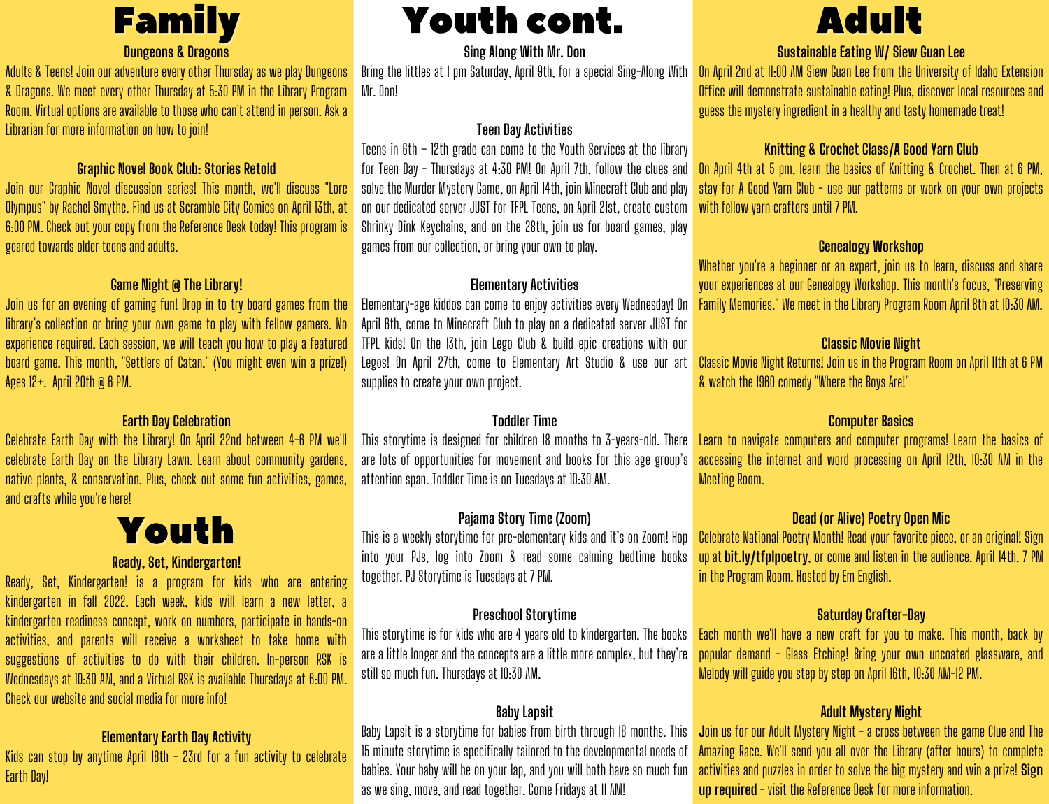# Family

### Dungeons & Dragons

Adults & Teens! Join our adventure every other Thursday as we play Dungeons & Dragons. We meet every other Thursday at 5:30 PM in the Library Program Room. Virtual options are available to those who can't attend in person. Ask a Librarian for more information on how to join!

### Graphic Novel Book Club: Stories Retold

Join our Graphic Novel discussion series! This month, we'll discuss "Lore Olympus" by Rachel Smythe. Find us at Scramble City Comics on April 13th, at 6:00 PM. Check out your copy from the Reference Desk today! This program is geared towards older teens and adults.

### Game Night @ The Library!

Join us for an evening of gaming fun! Drop in to try board games from the library's collection or bring your own game to play with fellow gamers. No experience required. Each session, we will teach you how to play a featured board game. This month, "Settlers of Catan." (You might even win a prize!) Ages 12+. April 20th @ 6 PM.

### Earth Day Celebration

Celebrate Earth Day with the Library! On April 22nd between 4-6 PM we'll celebrate Earth Day on the Library Lawn. Learn about community gardens, native plants, & conservation. Plus, check out some fun activities, games, and crafts while you're here!

# Youth

### Ready, Set, Kindergarten!

Ready, Set, Kindergarten! is a program for kids who are entering kindergarten in fall 2022. Each week, kids will learn a new letter, a kindergarten readiness concept, work on numbers, participate in hands-on activities, and parents will receive a worksheet to take home with suggestions of activities to do with their children. In-person RSK is Wednesdays at 10:30 AM, and a Virtual RSK is available Thursdays at 6:00 PM. Check our website and social media for more info!

### Elementary Earth Day Activity

Kids can stop by anytime April 18th - 23rd for a fun activity to celebrate Earth Day!

# Youth cont.

### Sing Along With Mr. Don

Bring the littles at 1 pm Saturday, April 9th, for a special Sing-Along With Mr. Don!

### Teen Day Activities

Teens in 6th – 12th grade can come to the Youth Services at the library for Teen Day - Thursdays at 4:30 PM! On April 7th, follow the clues and solve the Murder Mystery Game, on April 14th, join Minecraft Club and play on our dedicated server JUST for TFPL Teens, on April 21st, create custom Shrinky Dink Keychains, and on the 28th, join us for board games, play games from our collection, or bring your own to play.

### Elementary Activities

Elementary-age kiddos can come to enjoy activities every Wednesday! On April 6th, come to Minecraft Club to play on a dedicated server JUST for TFPL kids! On the 13th, join Lego Club & build epic creations with our Legos! On April 27th, come to Elementary Art Studio & use our art supplies to create your own project.

### Toddler Time

This storytime is designed for children 18 months to 3-years-old. There are lots of opportunities for movement and books for this age group's attention span. Toddler Time is on Tuesdays at 10:30 AM.

### Pajama Story Time (Zoom)

This is a weekly storytime for pre-elementary kids and it's on Zoom! Hop into your PJs, log into Zoom & read some calming bedtime books together. PJ Storytime is Tuesdays at 7 PM.

### Preschool Storytime

This storytime is for kids who are 4 years old to kindergarten. The books are a little longer and the concepts are a little more complex, but they're still so much fun. Thursdays at 10:30 AM.

### Baby Lapsit

Baby Lapsit is a storytime for babies from birth through 18 months. This 15 minute storytime is specifically tailored to the developmental needs of babies. Your baby will be on your lap, and you will both have so much fun as we sing, move, and read together. Come Fridays at 11 AM!

# Adult

### Sustainable Eating W/ Siew Guan Lee

On April 2nd at 11:00 AM Siew Guan Lee from the University of Idaho Extension Office will demonstrate sustainable eating! Plus, discover local resources and guess the mystery ingredient in a healthy and tasty homemade treat!

### Knitting & Crochet Class/A Good Yarn Club

On April 4th at 5 pm, learn the basics of Knitting & Crochet. Then at 6 PM, stay for A Good Yarn Club - use our patterns or work on your own projects with fellow yarn crafters until 7 PM.

### Genealogy Workshop

Whether you're a beginner or an expert, join us to learn, discuss and share your experiences at our Genealogy Workshop. This month's focus, "Preserving Family Memories." We meet in the Library Program Room April 8th at 10:30 AM.

### Classic Movie Night

Classic Movie Night Returns! Join us in the Program Room on April 11th at 6 PM & watch the 1960 comedy "Where the Boys Are!"

### Computer Basics

Learn to navigate computers and computer programs! Learn the basics of accessing the internet and word processing on April 12th, 10:30 AM in the Meeting Room.

### Dead (or Alive) Poetry Open Mic

Celebrate National Poetry Month! Read your favorite piece, or an original! Sign up at **bit.ly/tfplpoetry**, or come and listen in the audience. April 14th, 7 PM in the Program Room. Hosted by Em English.

### Saturday Crafter-Day

Each month we'll have a new craft for you to make. This month, back by popular demand - Glass Etching! Bring your own uncoated glassware, and Melody will guide you step by step on April 16th, 10:30 AM-12 PM.

### Adult Mystery Night

Join us for our Adult Mystery Night - a cross between the game Clue and The Amazing Race. We'll send you all over the Library (after hours) to complete activities and puzzles in order to solve the big mystery and win a prize! **Sign up required** - visit the Reference Desk for more information.